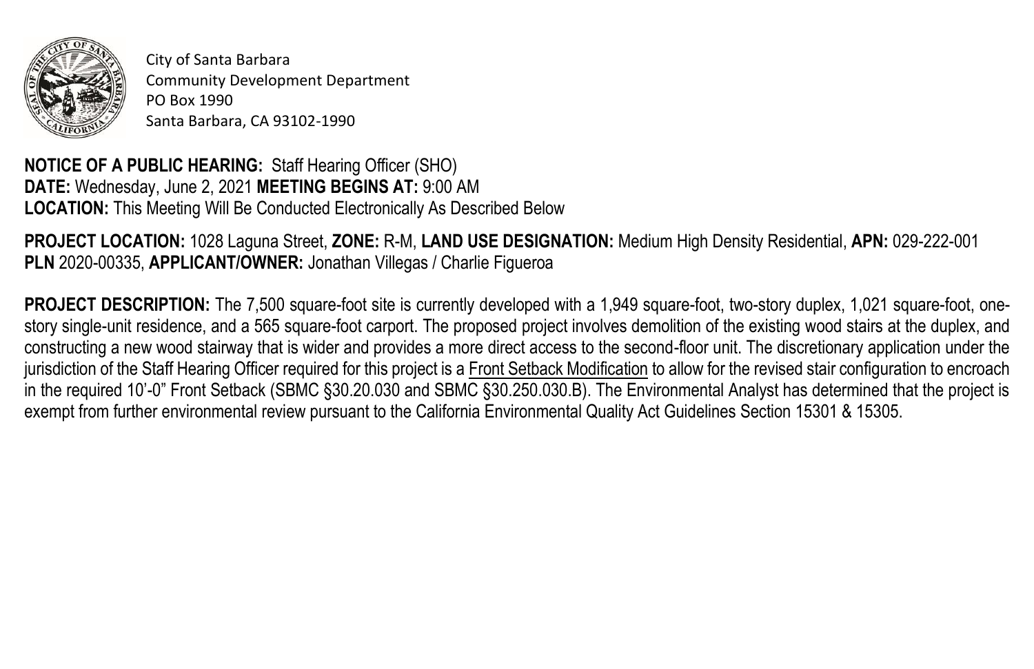City of Santa Barbara
Community Development Department
PO Box 1990
Santa Barbara, CA 93102-1990

**NOTICE OF A PUBLIC HEARING:** Staff Hearing Officer (SHO)
**DATE:** Wednesday, June 2, 2021 **MEETING BEGINS AT:** 9:00 AM
**LOCATION:** This Meeting Will Be Conducted Electronically As Described Below

**PROJECT LOCATION:** 1028 Laguna Street, **ZONE:** R-M, **LAND USE DESIGNATION:** Medium High Density Residential, **APN:** 029-222-001
**PLN** 2020-00335, **APPLICANT/OWNER:** Jonathan Villegas / Charlie Figueroa

**PROJECT DESCRIPTION:** The 7,500 square-foot site is currently developed with a 1,949 square-foot, two-story duplex, 1,021 square-foot, one-story single-unit residence, and a 565 square-foot carport. The proposed project involves demolition of the existing wood stairs at the duplex, and constructing a new wood stairway that is wider and provides a more direct access to the second-floor unit. The discretionary application under the jurisdiction of the Staff Hearing Officer required for this project is a Front Setback Modification to allow for the revised stair configuration to encroach in the required 10'-0" Front Setback (SBMC §30.20.030 and SBMC §30.250.030.B). The Environmental Analyst has determined that the project is exempt from further environmental review pursuant to the California Environmental Quality Act Guidelines Section 15301 & 15305.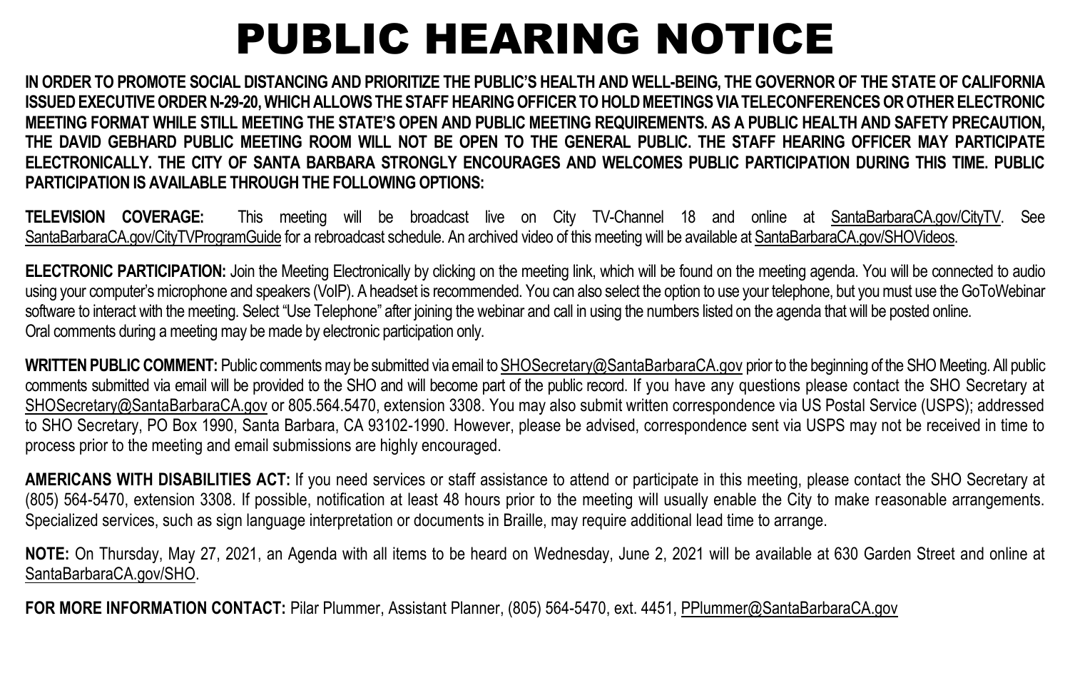# PUBLIC HEARING NOTICE

**IN ORDER TO PROMOTE SOCIAL DISTANCING AND PRIORITIZE THE PUBLIC'S HEALTH AND WELL-BEING, THE GOVERNOR OF THE STATE OF CALIFORNIA ISSUED EXECUTIVE ORDER N-29-20, WHICH ALLOWS THE STAFF HEARING OFFICER TO HOLD MEETINGS VIA TELECONFERENCES OR OTHER ELECTRONIC MEETING FORMAT WHILE STILL MEETING THE STATE'S OPEN AND PUBLIC MEETING REQUIREMENTS. AS A PUBLIC HEALTH AND SAFETY PRECAUTION, THE DAVID GEBHARD PUBLIC MEETING ROOM WILL NOT BE OPEN TO THE GENERAL PUBLIC. THE STAFF HEARING OFFICER MAY PARTICIPATE ELECTRONICALLY. THE CITY OF SANTA BARBARA STRONGLY ENCOURAGES AND WELCOMES PUBLIC PARTICIPATION DURING THIS TIME. PUBLIC PARTICIPATION IS AVAILABLE THROUGH THE FOLLOWING OPTIONS:**

**TELEVISION COVERAGE:** This meeting will be broadcast live on City TV-Channel 18 and online at SantaBarbaraCA.gov/CityTV. See SantaBarbaraCA.gov/CityTVProgramGuide for a rebroadcast schedule. An archived video of this meeting will be available at SantaBarbaraCA.gov/SHOVideos.

**ELECTRONIC PARTICIPATION:** Join the Meeting Electronically by clicking on the meeting link, which will be found on the meeting agenda. You will be connected to audio using your computer's microphone and speakers (VoIP). A headset is recommended. You can also select the option to use your telephone, but you must use the GoToWebinar software to interact with the meeting. Select "Use Telephone" after joining the webinar and call in using the numbers listed on the agenda that will be posted online.
Oral comments during a meeting may be made by electronic participation only.

**WRITTEN PUBLIC COMMENT:** Public comments may be submitted via email to SHOSecretary@SantaBarbaraCA.gov prior to the beginning of the SHO Meeting. All public comments submitted via email will be provided to the SHO and will become part of the public record. If you have any questions please contact the SHO Secretary at SHOSecretary@SantaBarbaraCA.gov or 805.564.5470, extension 3308. You may also submit written correspondence via US Postal Service (USPS); addressed to SHO Secretary, PO Box 1990, Santa Barbara, CA 93102-1990. However, please be advised, correspondence sent via USPS may not be received in time to process prior to the meeting and email submissions are highly encouraged.

**AMERICANS WITH DISABILITIES ACT:** If you need services or staff assistance to attend or participate in this meeting, please contact the SHO Secretary at (805) 564-5470, extension 3308. If possible, notification at least 48 hours prior to the meeting will usually enable the City to make reasonable arrangements. Specialized services, such as sign language interpretation or documents in Braille, may require additional lead time to arrange.

**NOTE:** On Thursday, May 27, 2021, an Agenda with all items to be heard on Wednesday, June 2, 2021 will be available at 630 Garden Street and online at SantaBarbaraCA.gov/SHO.

**FOR MORE INFORMATION CONTACT:** Pilar Plummer, Assistant Planner, (805) 564-5470, ext. 4451, PPlummer@SantaBarbaraCA.gov